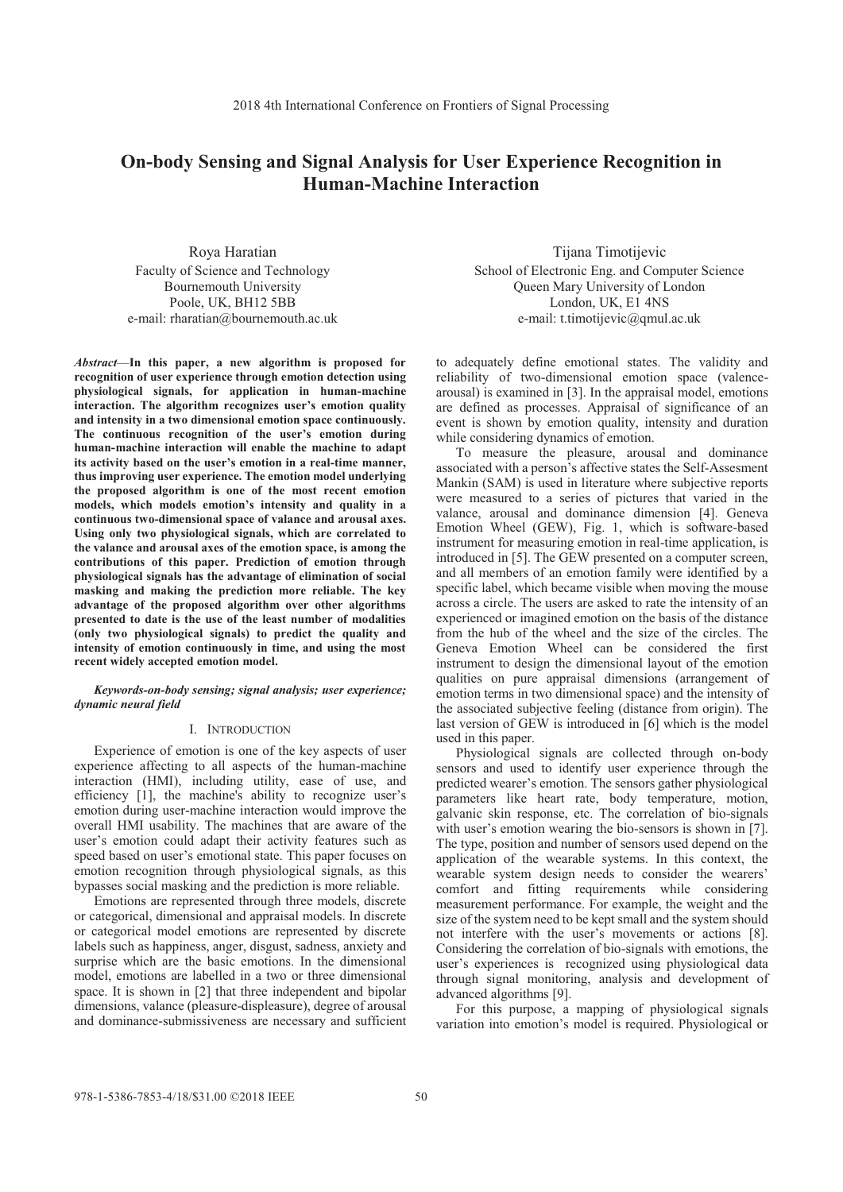# On-body Sensing and Signal Analysis for User Experience Recognition in Human-Machine Interaction

Roya Haratian
Faculty of Science and Technology
Bournemouth University
Poole, UK, BH12 5BB
e-mail: rharatian@bournemouth.ac.uk

Tijana Timotijevic
School of Electronic Eng. and Computer Science
Queen Mary University of London
London, UK, E1 4NS
e-mail: t.timotijevic@qmul.ac.uk

***Abstract*—In this paper, a new algorithm is proposed for recognition of user experience through emotion detection using physiological signals, for application in human-machine interaction. The algorithm recognizes user's emotion quality and intensity in a two dimensional emotion space continuously. The continuous recognition of the user's emotion during human-machine interaction will enable the machine to adapt its activity based on the user's emotion in a real-time manner, thus improving user experience. The emotion model underlying the proposed algorithm is one of the most recent emotion models, which models emotion's intensity and quality in a continuous two-dimensional space of valance and arousal axes. Using only two physiological signals, which are correlated to the valance and arousal axes of the emotion space, is among the contributions of this paper. Prediction of emotion through physiological signals has the advantage of elimination of social masking and making the prediction more reliable. The key advantage of the proposed algorithm over other algorithms presented to date is the use of the least number of modalities (only two physiological signals) to predict the quality and intensity of emotion continuously in time, and using the most recent widely accepted emotion model.**

***Keywords-on-body sensing; signal analysis; user experience; dynamic neural field***

## I. Introduction

Experience of emotion is one of the key aspects of user experience affecting to all aspects of the human-machine interaction (HMI), including utility, ease of use, and efficiency [1], the machine's ability to recognize user's emotion during user-machine interaction would improve the overall HMI usability. The machines that are aware of the user's emotion could adapt their activity features such as speed based on user's emotional state. This paper focuses on emotion recognition through physiological signals, as this bypasses social masking and the prediction is more reliable.

Emotions are represented through three models, discrete or categorical, dimensional and appraisal models. In discrete or categorical model emotions are represented by discrete labels such as happiness, anger, disgust, sadness, anxiety and surprise which are the basic emotions. In the dimensional model, emotions are labelled in a two or three dimensional space. It is shown in [2] that three independent and bipolar dimensions, valance (pleasure-displeasure), degree of arousal and dominance-submissiveness are necessary and sufficient to adequately define emotional states. The validity and reliability of two-dimensional emotion space (valence-arousal) is examined in [3]. In the appraisal model, emotions are defined as processes. Appraisal of significance of an event is shown by emotion quality, intensity and duration while considering dynamics of emotion.

To measure the pleasure, arousal and dominance associated with a person's affective states the Self-Assesment Mankin (SAM) is used in literature where subjective reports were measured to a series of pictures that varied in the valance, arousal and dominance dimension [4]. Geneva Emotion Wheel (GEW), Fig. 1, which is software-based instrument for measuring emotion in real-time application, is introduced in [5]. The GEW presented on a computer screen, and all members of an emotion family were identified by a specific label, which became visible when moving the mouse across a circle. The users are asked to rate the intensity of an experienced or imagined emotion on the basis of the distance from the hub of the wheel and the size of the circles. The Geneva Emotion Wheel can be considered the first instrument to design the dimensional layout of the emotion qualities on pure appraisal dimensions (arrangement of emotion terms in two dimensional space) and the intensity of the associated subjective feeling (distance from origin). The last version of GEW is introduced in [6] which is the model used in this paper.

Physiological signals are collected through on-body sensors and used to identify user experience through the predicted wearer's emotion. The sensors gather physiological parameters like heart rate, body temperature, motion, galvanic skin response, etc. The correlation of bio-signals with user's emotion wearing the bio-sensors is shown in [7]. The type, position and number of sensors used depend on the application of the wearable systems. In this context, the wearable system design needs to consider the wearers' comfort and fitting requirements while considering measurement performance. For example, the weight and the size of the system need to be kept small and the system should not interfere with the user's movements or actions [8]. Considering the correlation of bio-signals with emotions, the user's experiences is recognized using physiological data through signal monitoring, analysis and development of advanced algorithms [9].

For this purpose, a mapping of physiological signals variation into emotion's model is required. Physiological or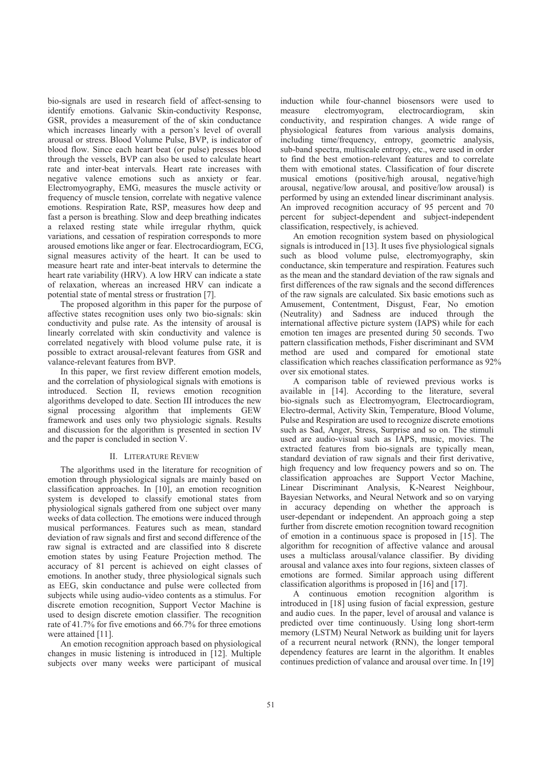bio-signals are used in research field of affect-sensing to identify emotions. Galvanic Skin-conductivity Response, GSR, provides a measurement of the of skin conductance which increases linearly with a person's level of overall arousal or stress. Blood Volume Pulse, BVP, is indicator of blood flow. Since each heart beat (or pulse) presses blood through the vessels, BVP can also be used to calculate heart rate and inter-beat intervals. Heart rate increases with negative valence emotions such as anxiety or fear. Electromyography, EMG, measures the muscle activity or frequency of muscle tension, correlate with negative valence emotions. Respiration Rate, RSP, measures how deep and fast a person is breathing. Slow and deep breathing indicates a relaxed resting state while irregular rhythm, quick variations, and cessation of respiration corresponds to more aroused emotions like anger or fear. Electrocardiogram, ECG, signal measures activity of the heart. It can be used to measure heart rate and inter-beat intervals to determine the heart rate variability (HRV). A low HRV can indicate a state of relaxation, whereas an increased HRV can indicate a potential state of mental stress or frustration [7].

The proposed algorithm in this paper for the purpose of affective states recognition uses only two bio-signals: skin conductivity and pulse rate. As the intensity of arousal is linearly correlated with skin conductivity and valence is correlated negatively with blood volume pulse rate, it is possible to extract arousal-relevant features from GSR and valance-relevant features from BVP.

In this paper, we first review different emotion models, and the correlation of physiological signals with emotions is introduced. Section II, reviews emotion recognition algorithms developed to date. Section III introduces the new signal processing algorithm that implements GEW framework and uses only two physiologic signals. Results and discussion for the algorithm is presented in section IV and the paper is concluded in section V.

## II. Literature Review

The algorithms used in the literature for recognition of emotion through physiological signals are mainly based on classification approaches. In [10], an emotion recognition system is developed to classify emotional states from physiological signals gathered from one subject over many weeks of data collection. The emotions were induced through musical performances. Features such as mean, standard deviation of raw signals and first and second difference of the raw signal is extracted and are classified into 8 discrete emotion states by using Feature Projection method. The accuracy of 81 percent is achieved on eight classes of emotions. In another study, three physiological signals such as EEG, skin conductance and pulse were collected from subjects while using audio-video contents as a stimulus. For discrete emotion recognition, Support Vector Machine is used to design discrete emotion classifier. The recognition rate of 41.7% for five emotions and 66.7% for three emotions were attained [11].

An emotion recognition approach based on physiological changes in music listening is introduced in [12]. Multiple subjects over many weeks were participant of musical induction while four-channel biosensors were used to measure electromyogram, electrocardiogram, skin conductivity, and respiration changes. A wide range of physiological features from various analysis domains, including time/frequency, entropy, geometric analysis, sub-band spectra, multiscale entropy, etc., were used in order to find the best emotion-relevant features and to correlate them with emotional states. Classification of four discrete musical emotions (positive/high arousal, negative/high arousal, negative/low arousal, and positive/low arousal) is performed by using an extended linear discriminant analysis. An improved recognition accuracy of 95 percent and 70 percent for subject-dependent and subject-independent classification, respectively, is achieved.

An emotion recognition system based on physiological signals is introduced in [13]. It uses five physiological signals such as blood volume pulse, electromyography, skin conductance, skin temperature and respiration. Features such as the mean and the standard deviation of the raw signals and first differences of the raw signals and the second differences of the raw signals are calculated. Six basic emotions such as Amusement, Contentment, Disgust, Fear, No emotion (Neutrality) and Sadness are induced through the international affective picture system (IAPS) while for each emotion ten images are presented during 50 seconds. Two pattern classification methods, Fisher discriminant and SVM method are used and compared for emotional state classification which reaches classification performance as 92% over six emotional states.

A comparison table of reviewed previous works is available in [14]. According to the literature, several bio-signals such as Electromyogram, Electrocardiogram, Electro-dermal, Activity Skin, Temperature, Blood Volume, Pulse and Respiration are used to recognize discrete emotions such as Sad, Anger, Stress, Surprise and so on. The stimuli used are audio-visual such as IAPS, music, movies. The extracted features from bio-signals are typically mean, standard deviation of raw signals and their first derivative, high frequency and low frequency powers and so on. The classification approaches are Support Vector Machine, Linear Discriminant Analysis, K-Nearest Neighbour, Bayesian Networks, and Neural Network and so on varying in accuracy depending on whether the approach is user-dependant or independent. An approach going a step further from discrete emotion recognition toward recognition of emotion in a continuous space is proposed in [15]. The algorithm for recognition of affective valance and arousal uses a multiclass arousal/valance classifier. By dividing arousal and valance axes into four regions, sixteen classes of emotions are formed. Similar approach using different classification algorithms is proposed in [16] and [17].

A continuous emotion recognition algorithm is introduced in [18] using fusion of facial expression, gesture and audio cues. In the paper, level of arousal and valance is predicted over time continuously. Using long short-term memory (LSTM) Neural Network as building unit for layers of a recurrent neural network (RNN), the longer temporal dependency features are learnt in the algorithm. It enables continues prediction of valance and arousal over time. In [19]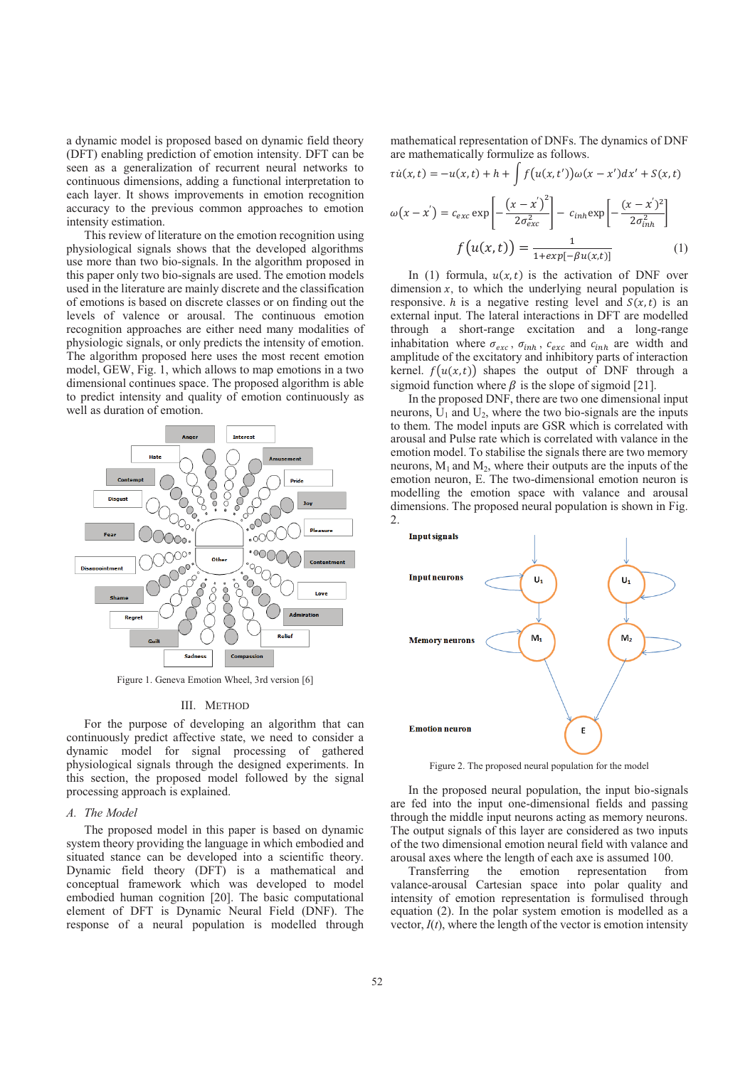a dynamic model is proposed based on dynamic field theory (DFT) enabling prediction of emotion intensity. DFT can be seen as a generalization of recurrent neural networks to continuous dimensions, adding a functional interpretation to each layer. It shows improvements in emotion recognition accuracy to the previous common approaches to emotion intensity estimation.

This review of literature on the emotion recognition using physiological signals shows that the developed algorithms use more than two bio-signals. In the algorithm proposed in this paper only two bio-signals are used. The emotion models used in the literature are mainly discrete and the classification of emotions is based on discrete classes or on finding out the levels of valence or arousal. The continuous emotion recognition approaches are either need many modalities of physiological signals, or only predicts the intensity of emotion. The algorithm proposed here uses the most recent emotion model, GEW, Fig. 1, which allows to map emotions in a two dimensional continues space. The proposed algorithm is able to predict intensity and quality of emotion continuously as well as duration of emotion.

Figure 1. Geneva Emotion Wheel, 3rd version [6]

## III. Method

For the purpose of developing an algorithm that can continuously predict affective state, we need to consider a dynamic model for signal processing of gathered physiological signals through the designed experiments. In this section, the proposed model followed by the signal processing approach is explained.

### *A. The Model*

The proposed model in this paper is based on dynamic system theory providing the language in which embodied and situated stance can be developed into a scientific theory. Dynamic field theory (DFT) is a mathematical and conceptual framework which was developed to model embodied human cognition [20]. The basic computational element of DFT is Dynamic Neural Field (DNF). The response of a neural population is modelled through mathematical representation of DNFs. The dynamics of DNF are mathematically formulize as follows.

$$\tau \dot{u}(x,t) = -u(x,t) + h + \int f(u(x,t'))\omega(x-x')dx' + S(x,t)$$

$$\omega(x-x') = c_{exc}\exp\left[-\frac{(x-x')^2}{2\sigma_{exc}^2}\right] - c_{inh}\exp\left[-\frac{(x-x')^2}{2\sigma_{inh}^2}\right]$$

$$f(u(x,t)) = \frac{1}{1+exp[-\beta u(x,t)]} \tag{1}$$

In (1) formula, $u(x,t)$ is the activation of DNF over dimension $x$, to which the underlying neural population is responsive. $h$ is a negative resting level and $S(x,t)$ is an external input. The lateral interactions in DFT are modelled through a short-range excitation and a long-range inhabitation where $\sigma_{exc}$, $\sigma_{inh}$, $c_{exc}$ and $c_{inh}$ are width and amplitude of the excitatory and inhibitory parts of interaction kernel. $f(u(x,t))$ shapes the output of DNF through a sigmoid function where $\beta$ is the slope of sigmoid [21].

In the proposed DNF, there are two one dimensional input neurons, $U_1$ and $U_2$, where the two bio-signals are the inputs to them. The model inputs are GSR which is correlated with arousal and Pulse rate which is correlated with valance in the emotion model. To stabilise the signals there are two memory neurons, $M_1$ and $M_2$, where their outputs are the inputs of the emotion neuron, E. The two-dimensional emotion neuron is modelling the emotion space with valance and arousal dimensions. The proposed neural population is shown in Fig. 2.

Figure 2. The proposed neural population for the model

In the proposed neural population, the input bio-signals are fed into the input one-dimensional fields and passing through the middle input neurons acting as memory neurons. The output signals of this layer are considered as two inputs of the two dimensional emotion neural field with valance and arousal axes where the length of each axe is assumed 100.

Transferring the emotion representation from valance-arousal Cartesian space into polar quality and intensity of emotion representation is formulised through equation (2). In the polar system emotion is modelled as a vector, $I(t)$, where the length of the vector is emotion intensity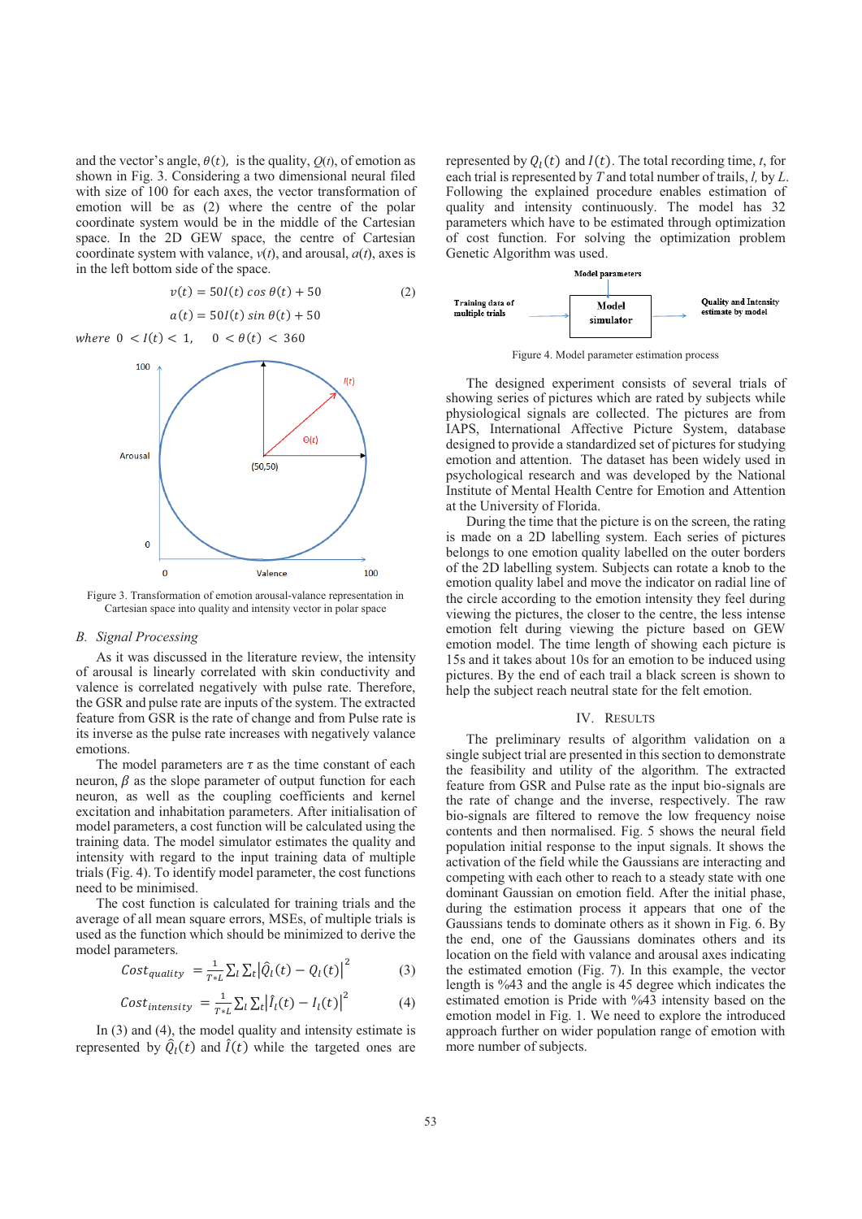and the vector's angle, $\theta(t)$, is the quality, $Q(t)$, of emotion as shown in Fig. 3. Considering a two dimensional neural filed with size of 100 for each axes, the vector transformation of emotion will be as (2) where the centre of the polar coordinate system would be in the middle of the Cartesian space. In the 2D GEW space, the centre of Cartesian coordinate system with valance, $v(t)$, and arousal, $a(t)$, axes is in the left bottom side of the space.

$$v(t) = 50I(t)\cos\theta(t) + 50 \tag{2}$$

$$a(t) = 50I(t)\sin\theta(t) + 50$$

$$where\ \ 0 < I(t) < 1, \quad 0 < \theta(t) < 360$$

Figure 3. Transformation of emotion arousal-valance representation in Cartesian space into quality and intensity vector in polar space

### B. Signal Processing

As it was discussed in the literature review, the intensity of arousal is linearly correlated with skin conductivity and valence is correlated negatively with pulse rate. Therefore, the GSR and pulse rate are inputs of the system. The extracted feature from GSR is the rate of change and from Pulse rate is its inverse as the pulse rate increases with negatively valance emotions.

The model parameters are $\tau$ as the time constant of each neuron, $\beta$ as the slope parameter of output function for each neuron, as well as the coupling coefficients and kernel excitation and inhabitation parameters. After initialisation of model parameters, a cost function will be calculated using the training data. The model simulator estimates the quality and intensity with regard to the input training data of multiple trials (Fig. 4). To identify model parameter, the cost functions need to be minimised.

The cost function is calculated for training trials and the average of all mean square errors, MSEs, of multiple trials is used as the function which should be minimized to derive the model parameters.

$$Cost_{quality} = \frac{1}{T*L}\sum_l \sum_t \left|\hat{Q}_l(t) - Q_l(t)\right|^2 \tag{3}$$

$$Cost_{intensity} = \frac{1}{T*L}\sum_l \sum_t \left|\hat{I}_l(t) - I_l(t)\right|^2 \tag{4}$$

In (3) and (4), the model quality and intensity estimate is represented by $\hat{Q}_l(t)$ and $\hat{I}(t)$ while the targeted ones are represented by $Q_l(t)$ and $I(t)$. The total recording time, $t$, for each trial is represented by $T$ and total number of trails, $l$, by $L$. Following the explained procedure enables estimation of quality and intensity continuously. The model has 32 parameters which have to be estimated through optimization of cost function. For solving the optimization problem Genetic Algorithm was used.

Figure 4. Model parameter estimation process

The designed experiment consists of several trials of showing series of pictures which are rated by subjects while physiological signals are collected. The pictures are from IAPS, International Affective Picture System, database designed to provide a standardized set of pictures for studying emotion and attention. The dataset has been widely used in psychological research and was developed by the National Institute of Mental Health Centre for Emotion and Attention at the University of Florida.

During the time that the picture is on the screen, the rating is made on a 2D labelling system. Each series of pictures belongs to one emotion quality labelled on the outer borders of the 2D labelling system. Subjects can rotate a knob to the emotion quality label and move the indicator on radial line of the circle according to the emotion intensity they feel during viewing the pictures, the closer to the centre, the less intense emotion felt during viewing the picture based on GEW emotion model. The time length of showing each picture is 15s and it takes about 10s for an emotion to be induced using pictures. By the end of each trail a black screen is shown to help the subject reach neutral state for the felt emotion.

## IV. Results

The preliminary results of algorithm validation on a single subject trial are presented in this section to demonstrate the feasibility and utility of the algorithm. The extracted feature from GSR and Pulse rate as the input bio-signals are the rate of change and the inverse, respectively. The raw bio-signals are filtered to remove the low frequency noise contents and then normalised. Fig. 5 shows the neural field population initial response to the input signals. It shows the activation of the field while the Gaussians are interacting and competing with each other to reach to a steady state with one dominant Gaussian on emotion field. After the initial phase, during the estimation process it appears that one of the Gaussians tends to dominate others as it shown in Fig. 6. By the end, one of the Gaussians dominates others and its location on the field with valance and arousal axes indicating the estimated emotion (Fig. 7). In this example, the vector length is %43 and the angle is 45 degree which indicates the estimated emotion is Pride with %43 intensity based on the emotion model in Fig. 1. We need to explore the introduced approach further on wider population range of emotion with more number of subjects.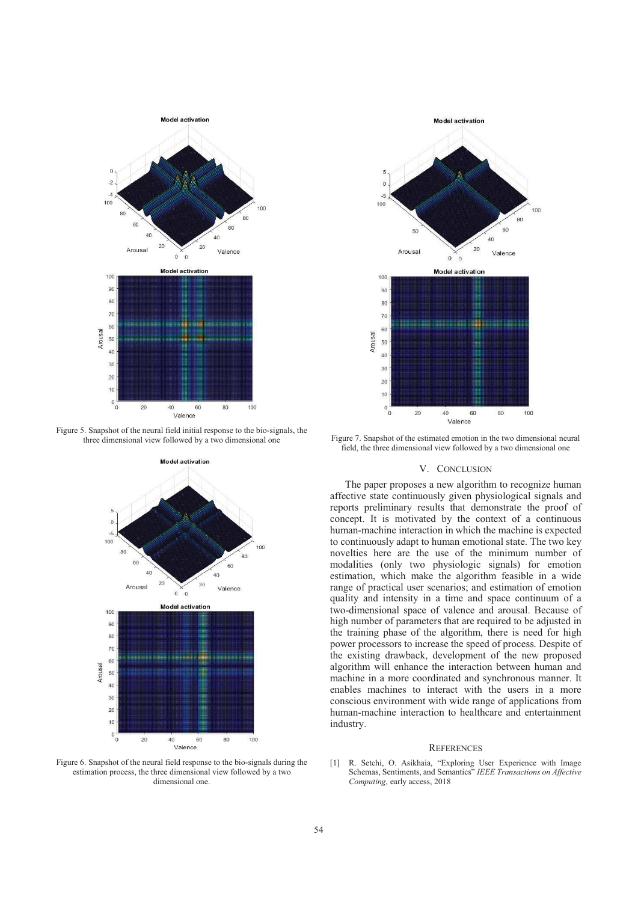Figure 5. Snapshot of the neural field initial response to the bio-signals, the three dimensional view followed by a two dimensional one

Figure 6. Snapshot of the neural field response to the bio-signals during the estimation process, the three dimensional view followed by a two dimensional one.

Figure 7. Snapshot of the estimated emotion in the two dimensional neural field, the three dimensional view followed by a two dimensional one

## V. CONCLUSION

The paper proposes a new algorithm to recognize human affective state continuously given physiological signals and reports preliminary results that demonstrate the proof of concept. It is motivated by the context of a continuous human-machine interaction in which the machine is expected to continuously adapt to human emotional state. The two key novelties here are the use of the minimum number of modalities (only two physiologic signals) for emotion estimation, which make the algorithm feasible in a wide range of practical user scenarios; and estimation of emotion quality and intensity in a time and space continuum of a two-dimensional space of valence and arousal. Because of high number of parameters that are required to be adjusted in the training phase of the algorithm, there is need for high power processors to increase the speed of process. Despite of the existing drawback, development of the new proposed algorithm will enhance the interaction between human and machine in a more coordinated and synchronous manner. It enables machines to interact with the users in a more conscious environment with wide range of applications from human-machine interaction to healthcare and entertainment industry.

## REFERENCES

[1] R. Setchi, O. Asikhaia, "Exploring User Experience with Image Schemas, Sentiments, and Semantics" *IEEE Transactions on Affective Computing*, early access, 2018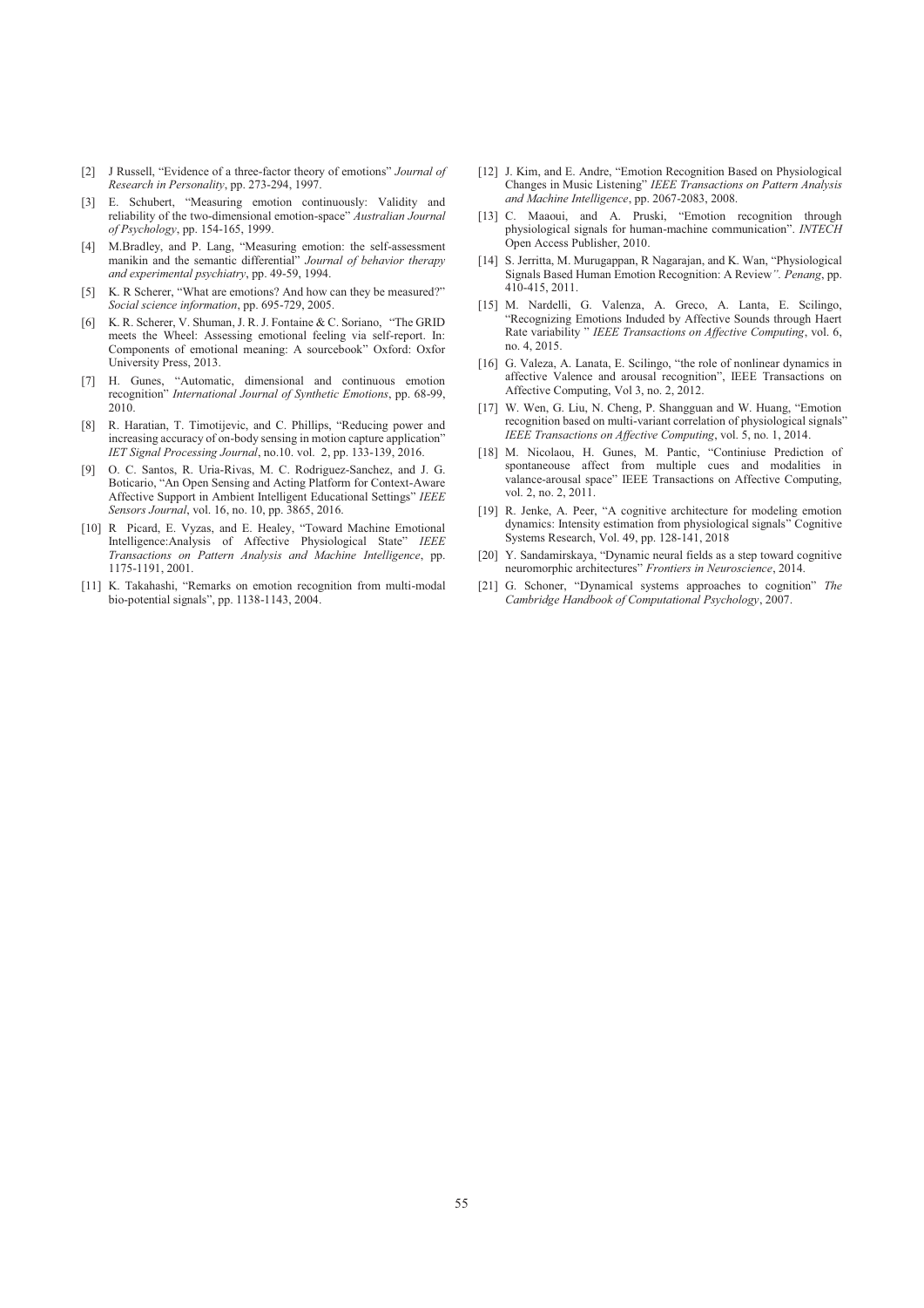[2] J Russell, "Evidence of a three-factor theory of emotions" *Journal of Research in Personality*, pp. 273-294, 1997.

[3] E. Schubert, "Measuring emotion continuously: Validity and reliability of the two-dimensional emotion-space" *Australian Journal of Psychology*, pp. 154-165, 1999.

[4] M.Bradley, and P. Lang, "Measuring emotion: the self-assessment manikin and the semantic differential" *Journal of behavior therapy and experimental psychiatry*, pp. 49-59, 1994.

[5] K. R Scherer, "What are emotions? And how can they be measured?" *Social science information*, pp. 695-729, 2005.

[6] K. R. Scherer, V. Shuman, J. R. J. Fontaine & C. Soriano, "The GRID meets the Wheel: Assessing emotional feeling via self-report. In: Components of emotional meaning: A sourcebook" Oxford: Oxfor University Press, 2013.

[7] H. Gunes, "Automatic, dimensional and continuous emotion recognition" *International Journal of Synthetic Emotions*, pp. 68-99, 2010.

[8] R. Haratian, T. Timotijevic, and C. Phillips, "Reducing power and increasing accuracy of on-body sensing in motion capture application" *IET Signal Processing Journal*, no.10. vol. 2, pp. 133-139, 2016.

[9] O. C. Santos, R. Uria-Rivas, M. C. Rodriguez-Sanchez, and J. G. Boticario, "An Open Sensing and Acting Platform for Context-Aware Affective Support in Ambient Intelligent Educational Settings" *IEEE Sensors Journal*, vol. 16, no. 10, pp. 3865, 2016.

[10] R Picard, E. Vyzas, and E. Healey, "Toward Machine Emotional Intelligence:Analysis of Affective Physiological State" *IEEE Transactions on Pattern Analysis and Machine Intelligence*, pp. 1175-1191, 2001.

[11] K. Takahashi, "Remarks on emotion recognition from multi-modal bio-potential signals", pp. 1138-1143, 2004.

[12] J. Kim, and E. Andre, "Emotion Recognition Based on Physiological Changes in Music Listening" *IEEE Transactions on Pattern Analysis and Machine Intelligence*, pp. 2067-2083, 2008.

[13] C. Maaoui, and A. Pruski, "Emotion recognition through physiological signals for human-machine communication". *INTECH* Open Access Publisher, 2010.

[14] S. Jerritta, M. Murugappan, R Nagarajan, and K. Wan, "Physiological Signals Based Human Emotion Recognition: A Review". *Penang*, pp. 410-415, 2011.

[15] M. Nardelli, G. Valenza, A. Greco, A. Lanta, E. Scilingo, "Recognizing Emotions Induded by Affective Sounds through Haert Rate variability " *IEEE Transactions on Affective Computing*, vol. 6, no. 4, 2015.

[16] G. Valeza, A. Lanata, E. Scilingo, "the role of nonlinear dynamics in affective Valence and arousal recognition", IEEE Transactions on Affective Computing, Vol 3, no. 2, 2012.

[17] W. Wen, G. Liu, N. Cheng, P. Shangguan and W. Huang, "Emotion recognition based on multi-variant correlation of physiological signals" *IEEE Transactions on Affective Computing*, vol. 5, no. 1, 2014.

[18] M. Nicolaou, H. Gunes, M. Pantic, "Continiuse Prediction of spontaneouse affect from multiple cues and modalities in valance-arousal space" IEEE Transactions on Affective Computing, vol. 2, no. 2, 2011.

[19] R. Jenke, A. Peer, "A cognitive architecture for modeling emotion dynamics: Intensity estimation from physiological signals" Cognitive Systems Research, Vol. 49, pp. 128-141, 2018

[20] Y. Sandamirskaya, "Dynamic neural fields as a step toward cognitive neuromorphic architectures" *Frontiers in Neuroscience*, 2014.

[21] G. Schoner, "Dynamical systems approaches to cognition" *The Cambridge Handbook of Computational Psychology*, 2007.